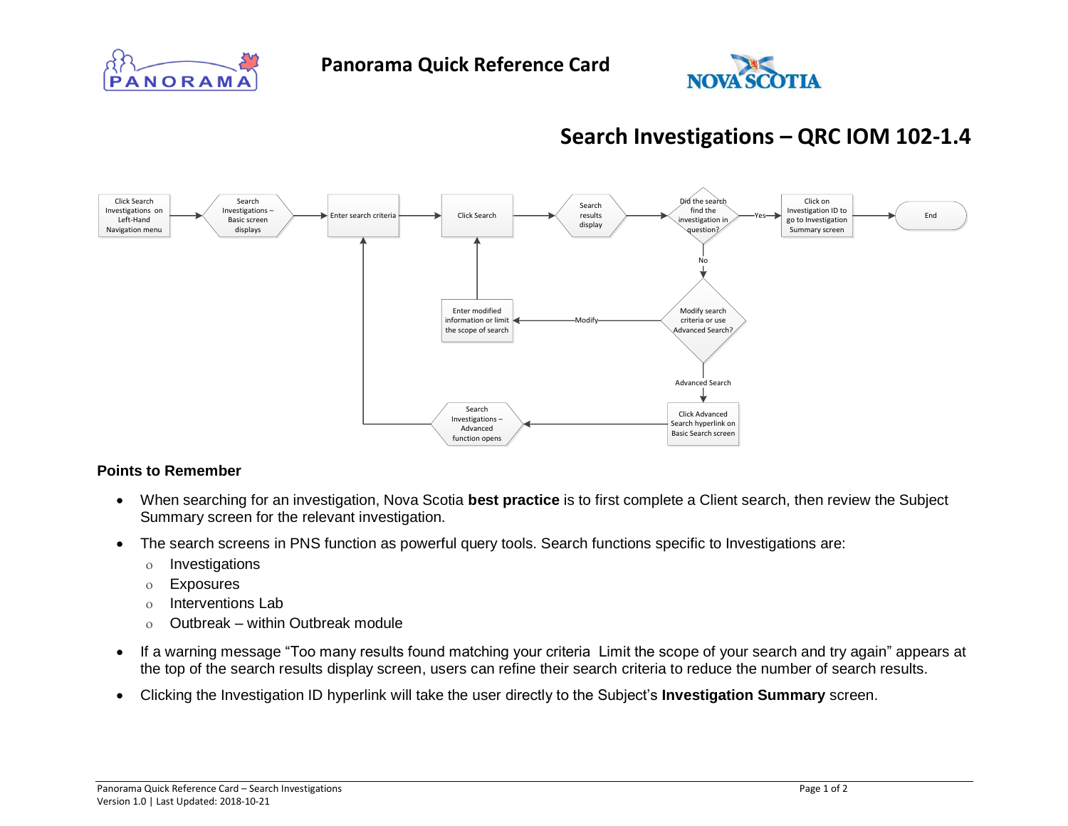# Panorama Quick Reference Card

## Search Investigations – QRC IOM 102-1.4

Click Search Investigations on Left-Hand Navigation menu → Search Investigations – Basic screen displays → Enter search criteria → Click Search → Search results display → Did the search find the investigation in question?

- Yes → Click on Investigation ID to go to Investigation Summary screen → End
- No → Modify search criteria or use Advanced Search?
  - Modify → Enter modified information or limit the scope of search → Click Search
  - Advanced Search → Click Advanced Search hyperlink on Basic Search screen → Search Investigations – Advanced function opens → Enter search criteria

### Points to Remember

- When searching for an investigation, Nova Scotia **best practice** is to first complete a Client search, then review the Subject Summary screen for the relevant investigation.
- The search screens in PNS function as powerful query tools. Search functions specific to Investigations are:
  - Investigations
  - Exposures
  - Interventions Lab
  - Outbreak – within Outbreak module
- If a warning message "Too many results found matching your criteria  Limit the scope of your search and try again" appears at the top of the search results display screen, users can refine their search criteria to reduce the number of search results.
- Clicking the Investigation ID hyperlink will take the user directly to the Subject's **Investigation Summary** screen.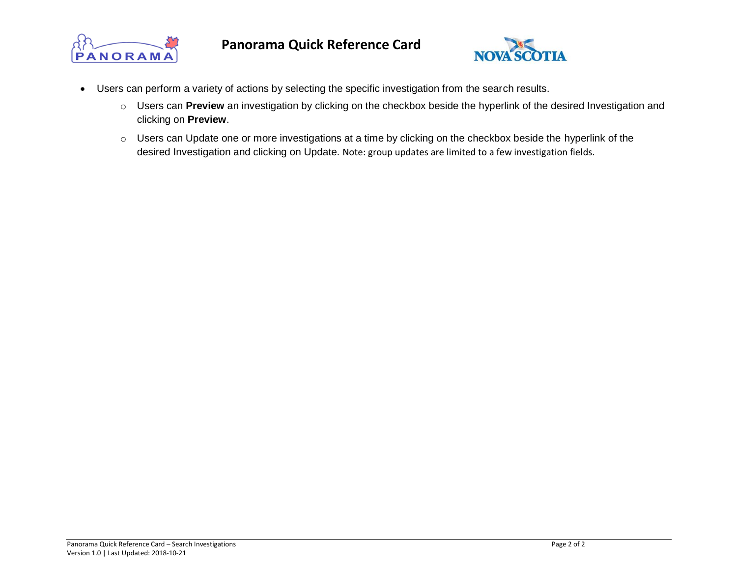- Users can perform a variety of actions by selecting the specific investigation from the search results.
  - Users can **Preview** an investigation by clicking on the checkbox beside the hyperlink of the desired Investigation and clicking on **Preview**.
  - Users can Update one or more investigations at a time by clicking on the checkbox beside the hyperlink of the desired Investigation and clicking on Update. Note: group updates are limited to a few investigation fields.